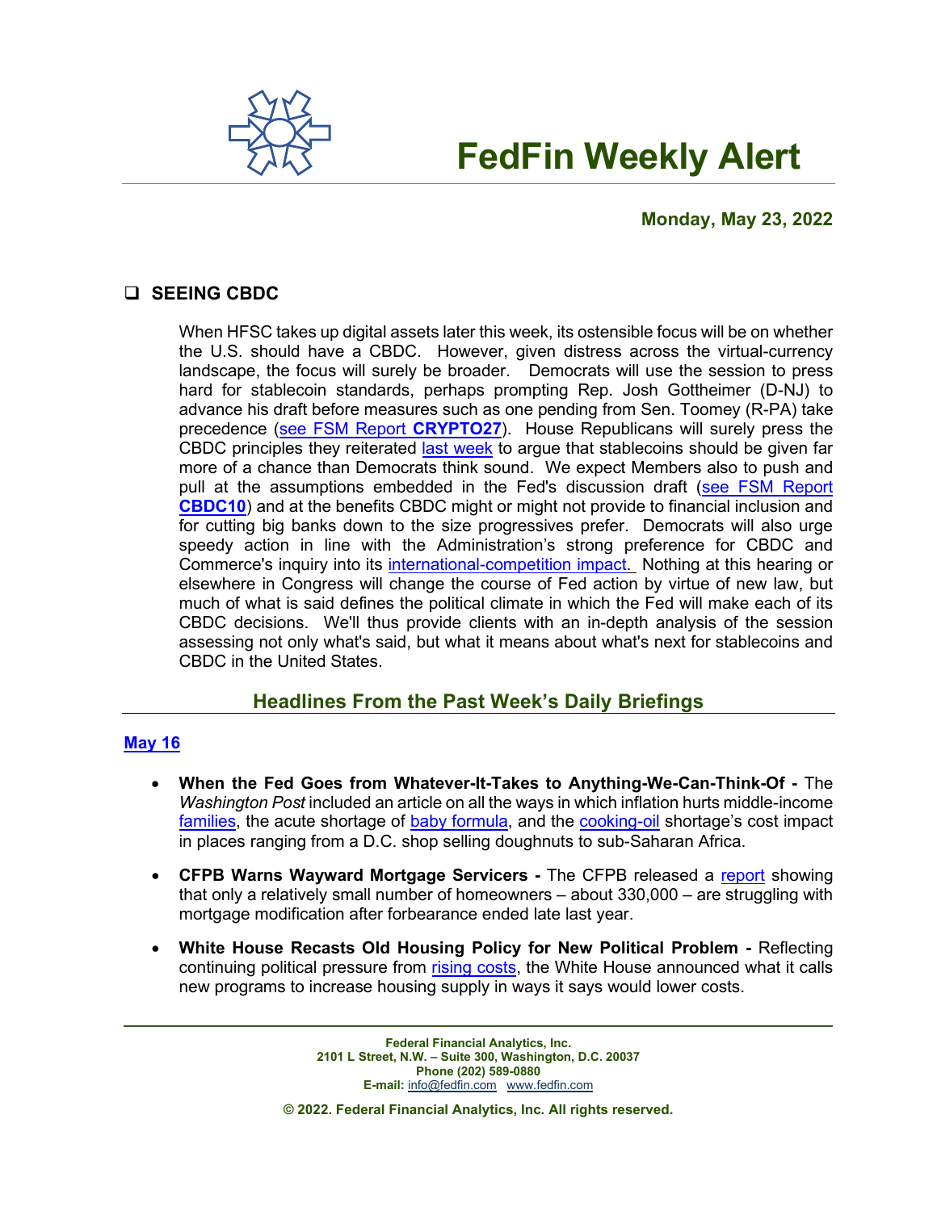# FedFin Weekly Alert

**Monday, May 23, 2022**

## ❑ SEEING CBDC

When HFSC takes up digital assets later this week, its ostensible focus will be on whether the U.S. should have a CBDC. However, given distress across the virtual-currency landscape, the focus will surely be broader. Democrats will use the session to press hard for stablecoin standards, perhaps prompting Rep. Josh Gottheimer (D-NJ) to advance his draft before measures such as one pending from Sen. Toomey (R-PA) take precedence (see FSM Report **CRYPTO27**). House Republicans will surely press the CBDC principles they reiterated last week to argue that stablecoins should be given far more of a chance than Democrats think sound. We expect Members also to push and pull at the assumptions embedded in the Fed's discussion draft (see FSM Report **CBDC10**) and at the benefits CBDC might or might not provide to financial inclusion and for cutting big banks down to the size progressives prefer. Democrats will also urge speedy action in line with the Administration's strong preference for CBDC and Commerce's inquiry into its international-competition impact. Nothing at this hearing or elsewhere in Congress will change the course of Fed action by virtue of new law, but much of what is said defines the political climate in which the Fed will make each of its CBDC decisions. We'll thus provide clients with an in-depth analysis of the session assessing not only what's said, but what it means about what's next for stablecoins and CBDC in the United States.

## Headlines From the Past Week's Daily Briefings

### May 16

- **When the Fed Goes from Whatever-It-Takes to Anything-We-Can-Think-Of -** The *Washington Post* included an article on all the ways in which inflation hurts middle-income families, the acute shortage of baby formula, and the cooking-oil shortage's cost impact in places ranging from a D.C. shop selling doughnuts to sub-Saharan Africa.

- **CFPB Warns Wayward Mortgage Servicers -** The CFPB released a report showing that only a relatively small number of homeowners – about 330,000 – are struggling with mortgage modification after forbearance ended late last year.

- **White House Recasts Old Housing Policy for New Political Problem -** Reflecting continuing political pressure from rising costs, the White House announced what it calls new programs to increase housing supply in ways it says would lower costs.

Federal Financial Analytics, Inc.
2101 L Street, N.W. – Suite 300, Washington, D.C. 20037
Phone (202) 589-0880
E-mail: info@fedfin.com www.fedfin.com

© 2022. Federal Financial Analytics, Inc. All rights reserved.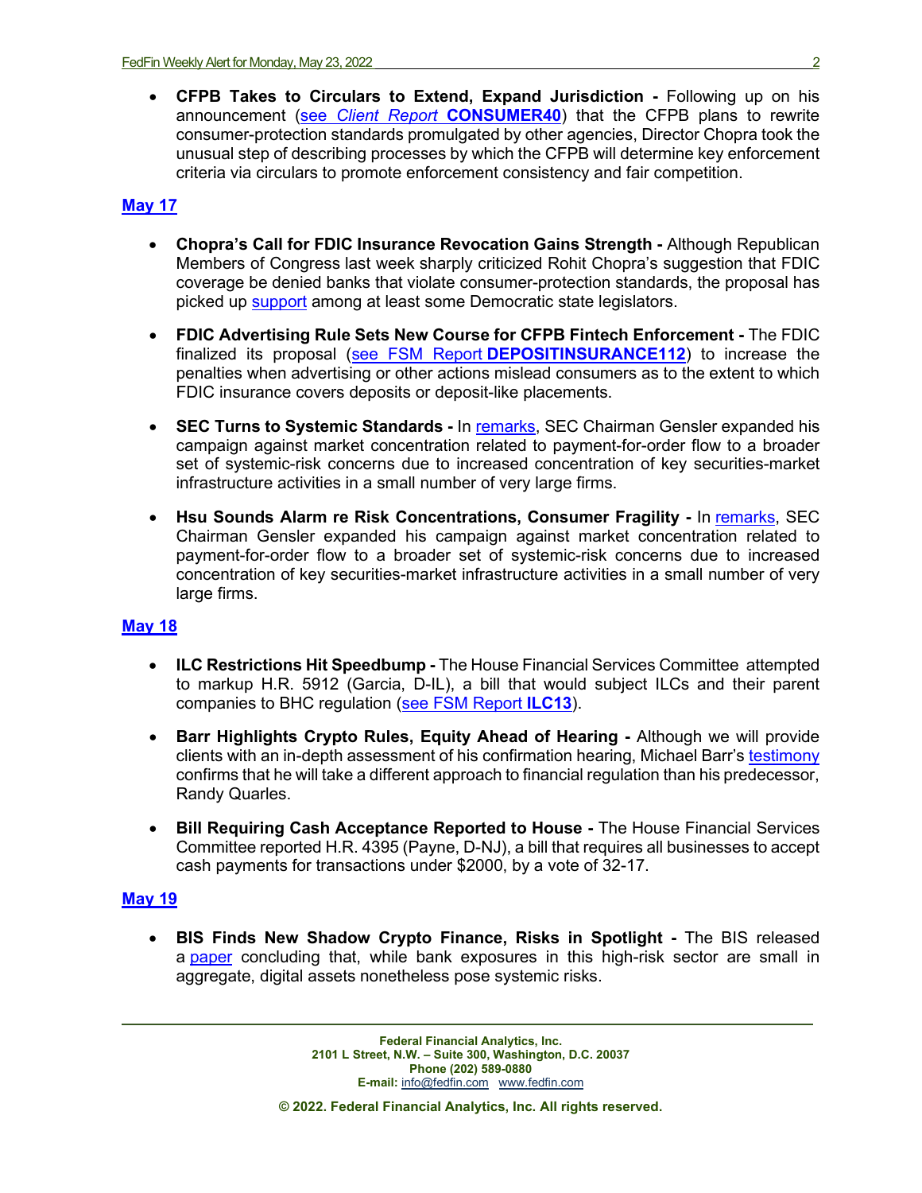- **CFPB Takes to Circulars to Extend, Expand Jurisdiction -** Following up on his announcement (see *Client Report* **CONSUMER40**) that the CFPB plans to rewrite consumer-protection standards promulgated by other agencies, Director Chopra took the unusual step of describing processes by which the CFPB will determine key enforcement criteria via circulars to promote enforcement consistency and fair competition.

## May 17

- **Chopra's Call for FDIC Insurance Revocation Gains Strength -** Although Republican Members of Congress last week sharply criticized Rohit Chopra's suggestion that FDIC coverage be denied banks that violate consumer-protection standards, the proposal has picked up support among at least some Democratic state legislators.

- **FDIC Advertising Rule Sets New Course for CFPB Fintech Enforcement -** The FDIC finalized its proposal (see FSM Report **DEPOSITINSURANCE112**) to increase the penalties when advertising or other actions mislead consumers as to the extent to which FDIC insurance covers deposits or deposit-like placements.

- **SEC Turns to Systemic Standards -** In remarks, SEC Chairman Gensler expanded his campaign against market concentration related to payment-for-order flow to a broader set of systemic-risk concerns due to increased concentration of key securities-market infrastructure activities in a small number of very large firms.

- **Hsu Sounds Alarm re Risk Concentrations, Consumer Fragility -** In remarks, SEC Chairman Gensler expanded his campaign against market concentration related to payment-for-order flow to a broader set of systemic-risk concerns due to increased concentration of key securities-market infrastructure activities in a small number of very large firms.

## May 18

- **ILC Restrictions Hit Speedbump -** The House Financial Services Committee attempted to markup H.R. 5912 (Garcia, D-IL), a bill that would subject ILCs and their parent companies to BHC regulation (see FSM Report **ILC13**).

- **Barr Highlights Crypto Rules, Equity Ahead of Hearing -** Although we will provide clients with an in-depth assessment of his confirmation hearing, Michael Barr's testimony confirms that he will take a different approach to financial regulation than his predecessor, Randy Quarles.

- **Bill Requiring Cash Acceptance Reported to House -** The House Financial Services Committee reported H.R. 4395 (Payne, D-NJ), a bill that requires all businesses to accept cash payments for transactions under $2000, by a vote of 32-17.

## May 19

- **BIS Finds New Shadow Crypto Finance, Risks in Spotlight -** The BIS released a paper concluding that, while bank exposures in this high-risk sector are small in aggregate, digital assets nonetheless pose systemic risks.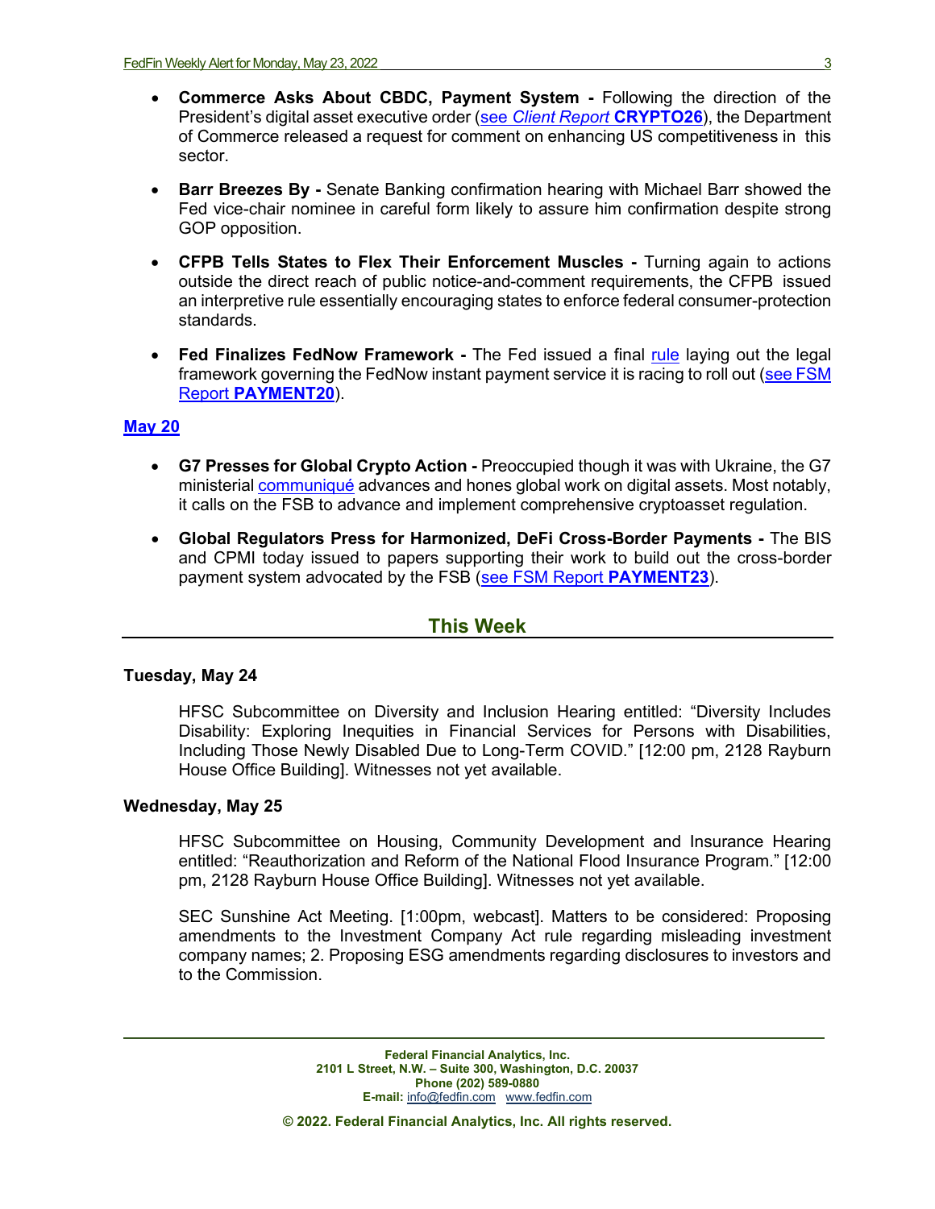- **Commerce Asks About CBDC, Payment System -** Following the direction of the President's digital asset executive order (see *Client Report* **CRYPTO26**), the Department of Commerce released a request for comment on enhancing US competitiveness in this sector.

- **Barr Breezes By -** Senate Banking confirmation hearing with Michael Barr showed the Fed vice-chair nominee in careful form likely to assure him confirmation despite strong GOP opposition.

- **CFPB Tells States to Flex Their Enforcement Muscles -** Turning again to actions outside the direct reach of public notice-and-comment requirements, the CFPB issued an interpretive rule essentially encouraging states to enforce federal consumer-protection standards.

- **Fed Finalizes FedNow Framework -** The Fed issued a final rule laying out the legal framework governing the FedNow instant payment service it is racing to roll out (see FSM Report **PAYMENT20**).

**May 20**

- **G7 Presses for Global Crypto Action -** Preoccupied though it was with Ukraine, the G7 ministerial communiqué advances and hones global work on digital assets. Most notably, it calls on the FSB to advance and implement comprehensive cryptoasset regulation.

- **Global Regulators Press for Harmonized, DeFi Cross-Border Payments -** The BIS and CPMI today issued to papers supporting their work to build out the cross-border payment system advocated by the FSB (see FSM Report **PAYMENT23**).

## This Week

**Tuesday, May 24**

HFSC Subcommittee on Diversity and Inclusion Hearing entitled: "Diversity Includes Disability: Exploring Inequities in Financial Services for Persons with Disabilities, Including Those Newly Disabled Due to Long-Term COVID." [12:00 pm, 2128 Rayburn House Office Building]. Witnesses not yet available.

**Wednesday, May 25**

HFSC Subcommittee on Housing, Community Development and Insurance Hearing entitled: "Reauthorization and Reform of the National Flood Insurance Program." [12:00 pm, 2128 Rayburn House Office Building]. Witnesses not yet available.

SEC Sunshine Act Meeting. [1:00pm, webcast]. Matters to be considered: Proposing amendments to the Investment Company Act rule regarding misleading investment company names; 2. Proposing ESG amendments regarding disclosures to investors and to the Commission.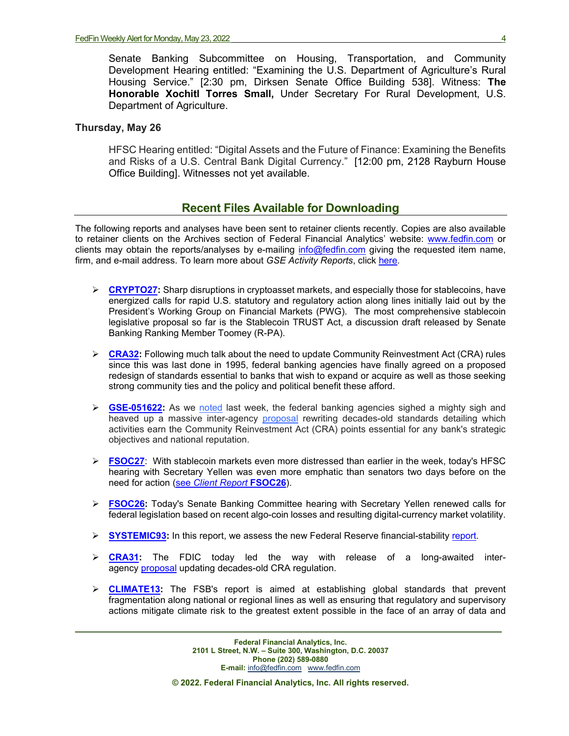Senate Banking Subcommittee on Housing, Transportation, and Community Development Hearing entitled: "Examining the U.S. Department of Agriculture's Rural Housing Service." [2:30 pm, Dirksen Senate Office Building 538]. Witness: **The Honorable Xochitl Torres Small,** Under Secretary For Rural Development, U.S. Department of Agriculture.

**Thursday, May 26**

HFSC Hearing entitled: "Digital Assets and the Future of Finance: Examining the Benefits and Risks of a U.S. Central Bank Digital Currency." [12:00 pm, 2128 Rayburn House Office Building]. Witnesses not yet available.

## Recent Files Available for Downloading

The following reports and analyses have been sent to retainer clients recently. Copies are also available to retainer clients on the Archives section of Federal Financial Analytics' website: www.fedfin.com or clients may obtain the reports/analyses by e-mailing info@fedfin.com giving the requested item name, firm, and e-mail address. To learn more about *GSE Activity Reports*, click here.

- **CRYPTO27:** Sharp disruptions in cryptoasset markets, and especially those for stablecoins, have energized calls for rapid U.S. statutory and regulatory action along lines initially laid out by the President's Working Group on Financial Markets (PWG). The most comprehensive stablecoin legislative proposal so far is the Stablecoin TRUST Act, a discussion draft released by Senate Banking Ranking Member Toomey (R-PA).
- **CRA32:** Following much talk about the need to update Community Reinvestment Act (CRA) rules since this was last done in 1995, federal banking agencies have finally agreed on a proposed redesign of standards essential to banks that wish to expand or acquire as well as those seeking strong community ties and the policy and political benefit these afford.
- **GSE-051622:** As we noted last week, the federal banking agencies sighed a mighty sigh and heaved up a massive inter-agency proposal rewriting decades-old standards detailing which activities earn the Community Reinvestment Act (CRA) points essential for any bank's strategic objectives and national reputation.
- **FSOC27**: With stablecoin markets even more distressed than earlier in the week, today's HFSC hearing with Secretary Yellen was even more emphatic than senators two days before on the need for action (see *Client Report* **FSOC26**).
- **FSOC26:** Today's Senate Banking Committee hearing with Secretary Yellen renewed calls for federal legislation based on recent algo-coin losses and resulting digital-currency market volatility.
- **SYSTEMIC93:** In this report, we assess the new Federal Reserve financial-stability report.
- **CRA31:** The FDIC today led the way with release of a long-awaited inter-agency proposal updating decades-old CRA regulation.
- **CLIMATE13:** The FSB's report is aimed at establishing global standards that prevent fragmentation along national or regional lines as well as ensuring that regulatory and supervisory actions mitigate climate risk to the greatest extent possible in the face of an array of data and

Federal Financial Analytics, Inc.
2101 L Street, N.W. – Suite 300, Washington, D.C. 20037
Phone (202) 589-0880
E-mail: info@fedfin.com www.fedfin.com

© 2022. Federal Financial Analytics, Inc. All rights reserved.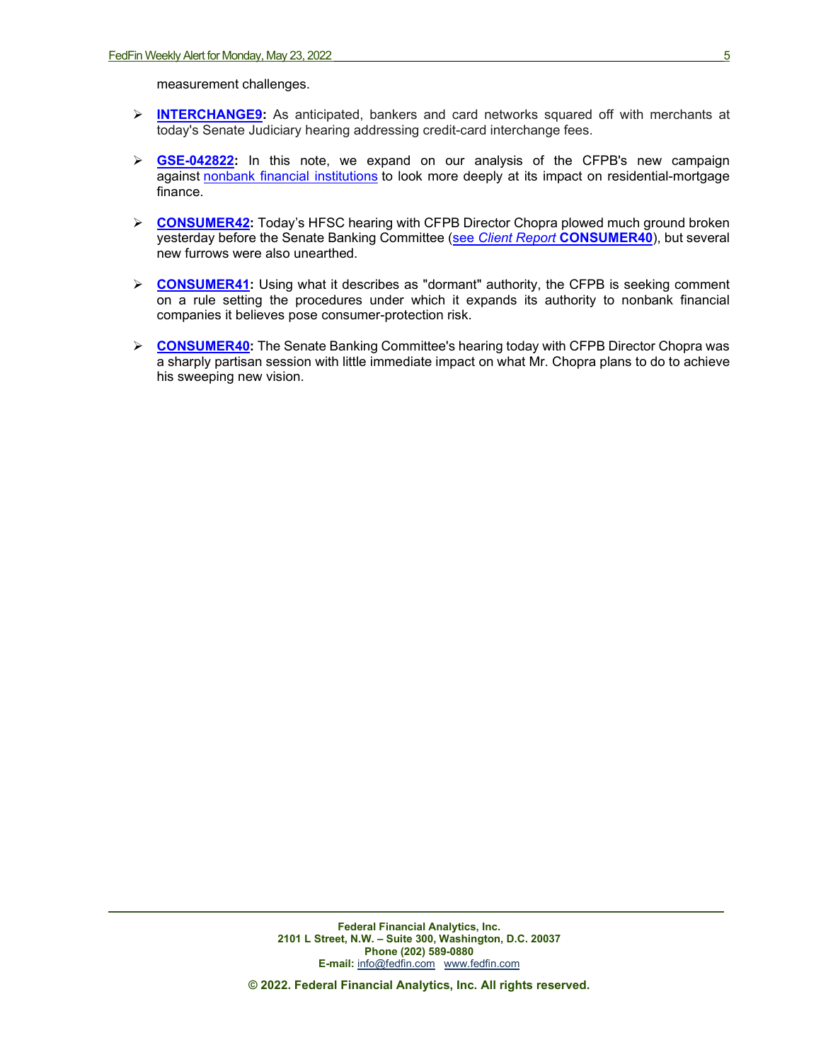measurement challenges.

- **INTERCHANGE9:** As anticipated, bankers and card networks squared off with merchants at today's Senate Judiciary hearing addressing credit-card interchange fees.

- **GSE-042822:** In this note, we expand on our analysis of the CFPB's new campaign against nonbank financial institutions to look more deeply at its impact on residential-mortgage finance.

- **CONSUMER42:** Today's HFSC hearing with CFPB Director Chopra plowed much ground broken yesterday before the Senate Banking Committee (see *Client Report* **CONSUMER40**), but several new furrows were also unearthed.

- **CONSUMER41:** Using what it describes as "dormant" authority, the CFPB is seeking comment on a rule setting the procedures under which it expands its authority to nonbank financial companies it believes pose consumer-protection risk.

- **CONSUMER40:** The Senate Banking Committee's hearing today with CFPB Director Chopra was a sharply partisan session with little immediate impact on what Mr. Chopra plans to do to achieve his sweeping new vision.

**Federal Financial Analytics, Inc.**
**2101 L Street, N.W. – Suite 300, Washington, D.C. 20037**
**Phone (202) 589-0880**
**E-mail:** info@fedfin.com www.fedfin.com

**© 2022. Federal Financial Analytics, Inc. All rights reserved.**